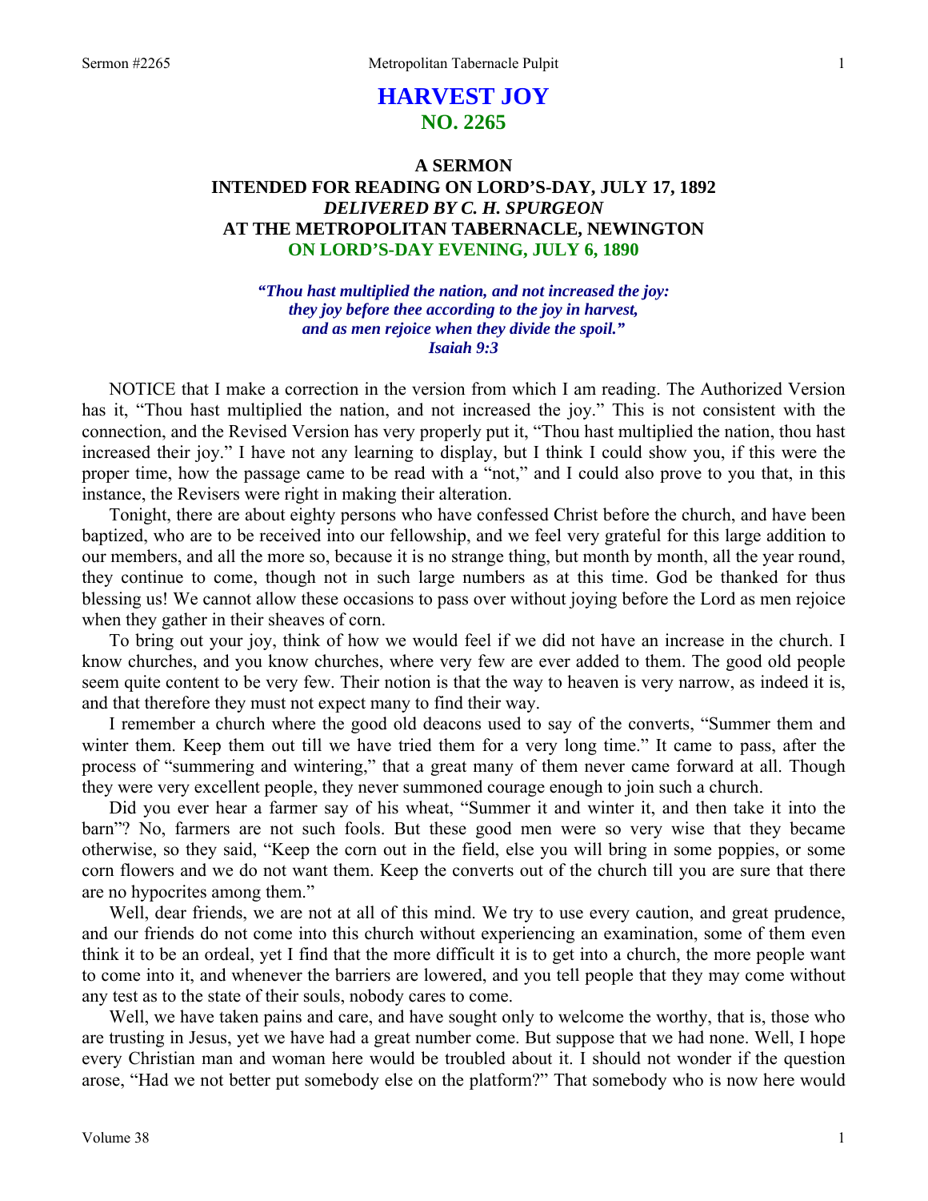# HARVEST JOY
## NO. 2265

### A SERMON
### INTENDED FOR READING ON LORD'S-DAY, JULY 17, 1892
### *DELIVERED BY C. H. SPURGEON*
### AT THE METROPOLITAN TABERNACLE, NEWINGTON
### ON LORD'S-DAY EVENING, JULY 6, 1890

*"Thou hast multiplied the nation, and not increased the joy: they joy before thee according to the joy in harvest, and as men rejoice when they divide the spoil." Isaiah 9:3*

NOTICE that I make a correction in the version from which I am reading. The Authorized Version has it, "Thou hast multiplied the nation, and not increased the joy." This is not consistent with the connection, and the Revised Version has very properly put it, "Thou hast multiplied the nation, thou hast increased their joy." I have not any learning to display, but I think I could show you, if this were the proper time, how the passage came to be read with a "not," and I could also prove to you that, in this instance, the Revisers were right in making their alteration.

Tonight, there are about eighty persons who have confessed Christ before the church, and have been baptized, who are to be received into our fellowship, and we feel very grateful for this large addition to our members, and all the more so, because it is no strange thing, but month by month, all the year round, they continue to come, though not in such large numbers as at this time. God be thanked for thus blessing us! We cannot allow these occasions to pass over without joying before the Lord as men rejoice when they gather in their sheaves of corn.

To bring out your joy, think of how we would feel if we did not have an increase in the church. I know churches, and you know churches, where very few are ever added to them. The good old people seem quite content to be very few. Their notion is that the way to heaven is very narrow, as indeed it is, and that therefore they must not expect many to find their way.

I remember a church where the good old deacons used to say of the converts, "Summer them and winter them. Keep them out till we have tried them for a very long time." It came to pass, after the process of "summering and wintering," that a great many of them never came forward at all. Though they were very excellent people, they never summoned courage enough to join such a church.

Did you ever hear a farmer say of his wheat, "Summer it and winter it, and then take it into the barn"? No, farmers are not such fools. But these good men were so very wise that they became otherwise, so they said, "Keep the corn out in the field, else you will bring in some poppies, or some corn flowers and we do not want them. Keep the converts out of the church till you are sure that there are no hypocrites among them."

Well, dear friends, we are not at all of this mind. We try to use every caution, and great prudence, and our friends do not come into this church without experiencing an examination, some of them even think it to be an ordeal, yet I find that the more difficult it is to get into a church, the more people want to come into it, and whenever the barriers are lowered, and you tell people that they may come without any test as to the state of their souls, nobody cares to come.

Well, we have taken pains and care, and have sought only to welcome the worthy, that is, those who are trusting in Jesus, yet we have had a great number come. But suppose that we had none. Well, I hope every Christian man and woman here would be troubled about it. I should not wonder if the question arose, "Had we not better put somebody else on the platform?" That somebody who is now here would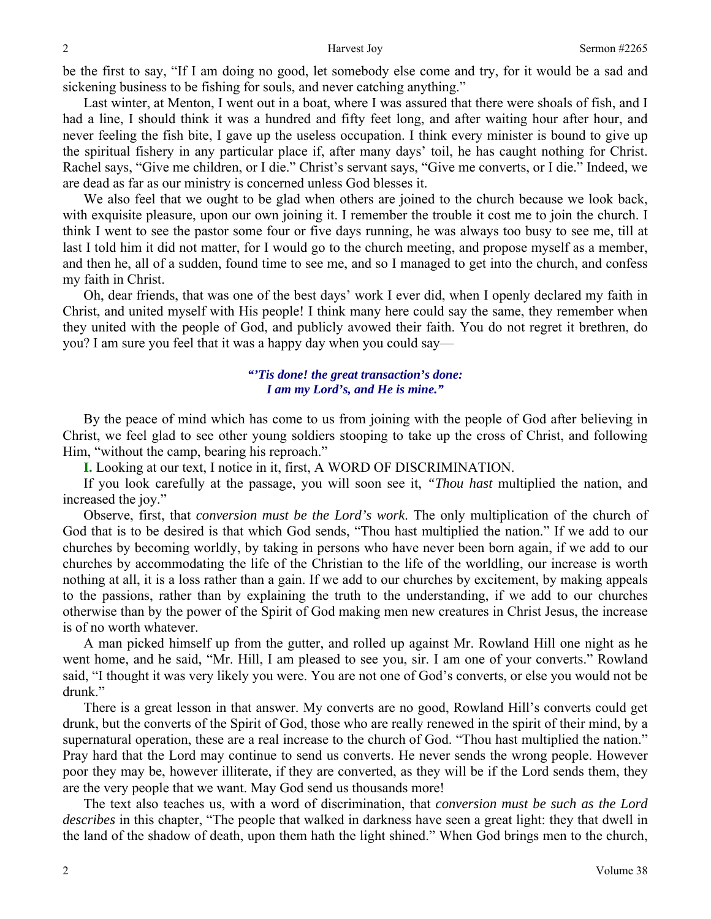be the first to say, "If I am doing no good, let somebody else come and try, for it would be a sad and sickening business to be fishing for souls, and never catching anything."

Last winter, at Menton, I went out in a boat, where I was assured that there were shoals of fish, and I had a line, I should think it was a hundred and fifty feet long, and after waiting hour after hour, and never feeling the fish bite, I gave up the useless occupation. I think every minister is bound to give up the spiritual fishery in any particular place if, after many days' toil, he has caught nothing for Christ. Rachel says, "Give me children, or I die." Christ's servant says, "Give me converts, or I die." Indeed, we are dead as far as our ministry is concerned unless God blesses it.

We also feel that we ought to be glad when others are joined to the church because we look back, with exquisite pleasure, upon our own joining it. I remember the trouble it cost me to join the church. I think I went to see the pastor some four or five days running, he was always too busy to see me, till at last I told him it did not matter, for I would go to the church meeting, and propose myself as a member, and then he, all of a sudden, found time to see me, and so I managed to get into the church, and confess my faith in Christ.

Oh, dear friends, that was one of the best days' work I ever did, when I openly declared my faith in Christ, and united myself with His people! I think many here could say the same, they remember when they united with the people of God, and publicly avowed their faith. You do not regret it brethren, do you? I am sure you feel that it was a happy day when you could say—

> ***"'Tis done! the great transaction's done:***
> ***I am my Lord's, and He is mine."***

By the peace of mind which has come to us from joining with the people of God after believing in Christ, we feel glad to see other young soldiers stooping to take up the cross of Christ, and following Him, "without the camp, bearing his reproach."

**I.** Looking at our text, I notice in it, first, A WORD OF DISCRIMINATION.

If you look carefully at the passage, you will soon see it, *"Thou hast* multiplied the nation, and increased the joy."

Observe, first, that *conversion must be the Lord's work*. The only multiplication of the church of God that is to be desired is that which God sends, "Thou hast multiplied the nation." If we add to our churches by becoming worldly, by taking in persons who have never been born again, if we add to our churches by accommodating the life of the Christian to the life of the worldling, our increase is worth nothing at all, it is a loss rather than a gain. If we add to our churches by excitement, by making appeals to the passions, rather than by explaining the truth to the understanding, if we add to our churches otherwise than by the power of the Spirit of God making men new creatures in Christ Jesus, the increase is of no worth whatever.

A man picked himself up from the gutter, and rolled up against Mr. Rowland Hill one night as he went home, and he said, "Mr. Hill, I am pleased to see you, sir. I am one of your converts." Rowland said, "I thought it was very likely you were. You are not one of God's converts, or else you would not be drunk."

There is a great lesson in that answer. My converts are no good, Rowland Hill's converts could get drunk, but the converts of the Spirit of God, those who are really renewed in the spirit of their mind, by a supernatural operation, these are a real increase to the church of God. "Thou hast multiplied the nation." Pray hard that the Lord may continue to send us converts. He never sends the wrong people. However poor they may be, however illiterate, if they are converted, as they will be if the Lord sends them, they are the very people that we want. May God send us thousands more!

The text also teaches us, with a word of discrimination, that *conversion must be such as the Lord describes* in this chapter, "The people that walked in darkness have seen a great light: they that dwell in the land of the shadow of death, upon them hath the light shined." When God brings men to the church,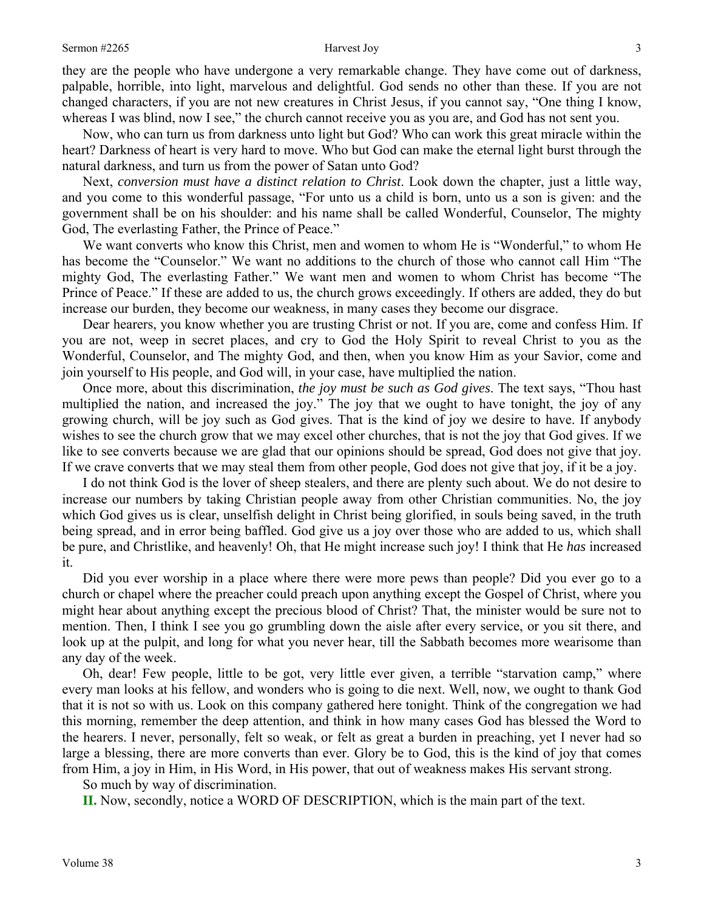they are the people who have undergone a very remarkable change. They have come out of darkness, palpable, horrible, into light, marvelous and delightful. God sends no other than these. If you are not changed characters, if you are not new creatures in Christ Jesus, if you cannot say, "One thing I know, whereas I was blind, now I see," the church cannot receive you as you are, and God has not sent you.

Now, who can turn us from darkness unto light but God? Who can work this great miracle within the heart? Darkness of heart is very hard to move. Who but God can make the eternal light burst through the natural darkness, and turn us from the power of Satan unto God?

Next, *conversion must have a distinct relation to Christ*. Look down the chapter, just a little way, and you come to this wonderful passage, "For unto us a child is born, unto us a son is given: and the government shall be on his shoulder: and his name shall be called Wonderful, Counselor, The mighty God, The everlasting Father, the Prince of Peace."

We want converts who know this Christ, men and women to whom He is "Wonderful," to whom He has become the "Counselor." We want no additions to the church of those who cannot call Him "The mighty God, The everlasting Father." We want men and women to whom Christ has become "The Prince of Peace." If these are added to us, the church grows exceedingly. If others are added, they do but increase our burden, they become our weakness, in many cases they become our disgrace.

Dear hearers, you know whether you are trusting Christ or not. If you are, come and confess Him. If you are not, weep in secret places, and cry to God the Holy Spirit to reveal Christ to you as the Wonderful, Counselor, and The mighty God, and then, when you know Him as your Savior, come and join yourself to His people, and God will, in your case, have multiplied the nation.

Once more, about this discrimination, *the joy must be such as God gives*. The text says, "Thou hast multiplied the nation, and increased the joy." The joy that we ought to have tonight, the joy of any growing church, will be joy such as God gives. That is the kind of joy we desire to have. If anybody wishes to see the church grow that we may excel other churches, that is not the joy that God gives. If we like to see converts because we are glad that our opinions should be spread, God does not give that joy. If we crave converts that we may steal them from other people, God does not give that joy, if it be a joy.

I do not think God is the lover of sheep stealers, and there are plenty such about. We do not desire to increase our numbers by taking Christian people away from other Christian communities. No, the joy which God gives us is clear, unselfish delight in Christ being glorified, in souls being saved, in the truth being spread, and in error being baffled. God give us a joy over those who are added to us, which shall be pure, and Christlike, and heavenly! Oh, that He might increase such joy! I think that He *has* increased it.

Did you ever worship in a place where there were more pews than people? Did you ever go to a church or chapel where the preacher could preach upon anything except the Gospel of Christ, where you might hear about anything except the precious blood of Christ? That, the minister would be sure not to mention. Then, I think I see you go grumbling down the aisle after every service, or you sit there, and look up at the pulpit, and long for what you never hear, till the Sabbath becomes more wearisome than any day of the week.

Oh, dear! Few people, little to be got, very little ever given, a terrible "starvation camp," where every man looks at his fellow, and wonders who is going to die next. Well, now, we ought to thank God that it is not so with us. Look on this company gathered here tonight. Think of the congregation we had this morning, remember the deep attention, and think in how many cases God has blessed the Word to the hearers. I never, personally, felt so weak, or felt as great a burden in preaching, yet I never had so large a blessing, there are more converts than ever. Glory be to God, this is the kind of joy that comes from Him, a joy in Him, in His Word, in His power, that out of weakness makes His servant strong.

So much by way of discrimination.

**II.** Now, secondly, notice a WORD OF DESCRIPTION, which is the main part of the text.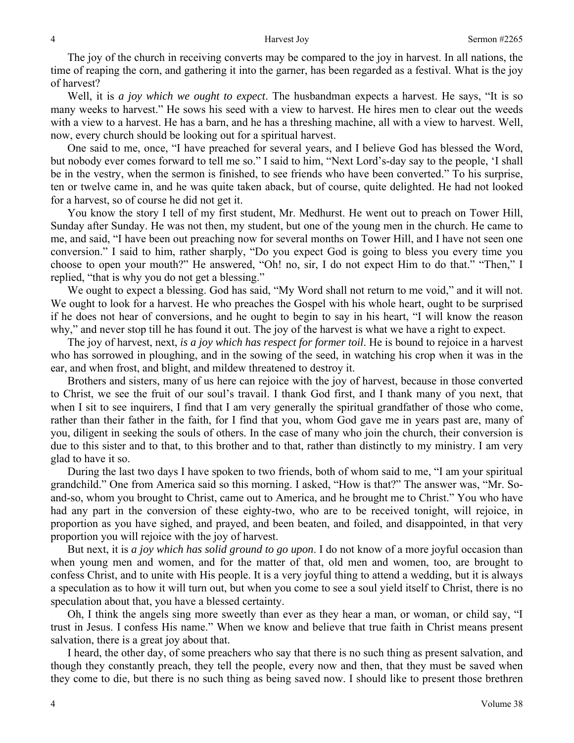The joy of the church in receiving converts may be compared to the joy in harvest. In all nations, the time of reaping the corn, and gathering it into the garner, has been regarded as a festival. What is the joy of harvest?

Well, it is *a joy which we ought to expect*. The husbandman expects a harvest. He says, "It is so many weeks to harvest." He sows his seed with a view to harvest. He hires men to clear out the weeds with a view to a harvest. He has a barn, and he has a threshing machine, all with a view to harvest. Well, now, every church should be looking out for a spiritual harvest.

One said to me, once, "I have preached for several years, and I believe God has blessed the Word, but nobody ever comes forward to tell me so." I said to him, "Next Lord's-day say to the people, 'I shall be in the vestry, when the sermon is finished, to see friends who have been converted." To his surprise, ten or twelve came in, and he was quite taken aback, but of course, quite delighted. He had not looked for a harvest, so of course he did not get it.

You know the story I tell of my first student, Mr. Medhurst. He went out to preach on Tower Hill, Sunday after Sunday. He was not then, my student, but one of the young men in the church. He came to me, and said, "I have been out preaching now for several months on Tower Hill, and I have not seen one conversion." I said to him, rather sharply, "Do you expect God is going to bless you every time you choose to open your mouth?" He answered, "Oh! no, sir, I do not expect Him to do that." "Then," I replied, "that is why you do not get a blessing."

We ought to expect a blessing. God has said, "My Word shall not return to me void," and it will not. We ought to look for a harvest. He who preaches the Gospel with his whole heart, ought to be surprised if he does not hear of conversions, and he ought to begin to say in his heart, "I will know the reason why," and never stop till he has found it out. The joy of the harvest is what we have a right to expect.

The joy of harvest, next, *is a joy which has respect for former toil*. He is bound to rejoice in a harvest who has sorrowed in ploughing, and in the sowing of the seed, in watching his crop when it was in the ear, and when frost, and blight, and mildew threatened to destroy it.

Brothers and sisters, many of us here can rejoice with the joy of harvest, because in those converted to Christ, we see the fruit of our soul's travail. I thank God first, and I thank many of you next, that when I sit to see inquirers, I find that I am very generally the spiritual grandfather of those who come, rather than their father in the faith, for I find that you, whom God gave me in years past are, many of you, diligent in seeking the souls of others. In the case of many who join the church, their conversion is due to this sister and to that, to this brother and to that, rather than distinctly to my ministry. I am very glad to have it so.

During the last two days I have spoken to two friends, both of whom said to me, "I am your spiritual grandchild." One from America said so this morning. I asked, "How is that?" The answer was, "Mr. So-and-so, whom you brought to Christ, came out to America, and he brought me to Christ." You who have had any part in the conversion of these eighty-two, who are to be received tonight, will rejoice, in proportion as you have sighed, and prayed, and been beaten, and foiled, and disappointed, in that very proportion you will rejoice with the joy of harvest.

But next, it is *a joy which has solid ground to go upon*. I do not know of a more joyful occasion than when young men and women, and for the matter of that, old men and women, too, are brought to confess Christ, and to unite with His people. It is a very joyful thing to attend a wedding, but it is always a speculation as to how it will turn out, but when you come to see a soul yield itself to Christ, there is no speculation about that, you have a blessed certainty.

Oh, I think the angels sing more sweetly than ever as they hear a man, or woman, or child say, "I trust in Jesus. I confess His name." When we know and believe that true faith in Christ means present salvation, there is a great joy about that.

I heard, the other day, of some preachers who say that there is no such thing as present salvation, and though they constantly preach, they tell the people, every now and then, that they must be saved when they come to die, but there is no such thing as being saved now. I should like to present those brethren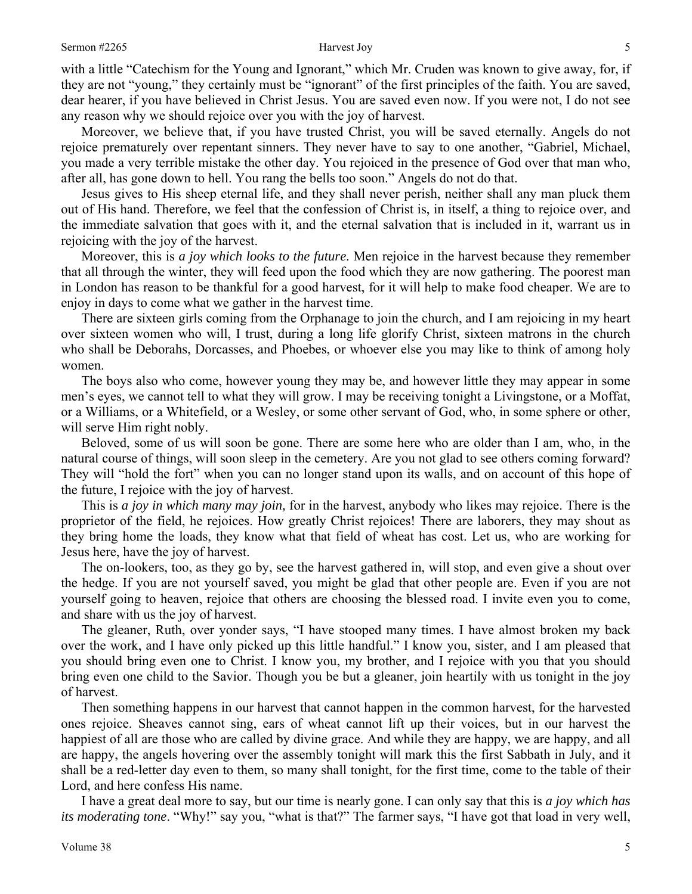with a little "Catechism for the Young and Ignorant," which Mr. Cruden was known to give away, for, if they are not "young," they certainly must be "ignorant" of the first principles of the faith. You are saved, dear hearer, if you have believed in Christ Jesus. You are saved even now. If you were not, I do not see any reason why we should rejoice over you with the joy of harvest.

Moreover, we believe that, if you have trusted Christ, you will be saved eternally. Angels do not rejoice prematurely over repentant sinners. They never have to say to one another, "Gabriel, Michael, you made a very terrible mistake the other day. You rejoiced in the presence of God over that man who, after all, has gone down to hell. You rang the bells too soon." Angels do not do that.

Jesus gives to His sheep eternal life, and they shall never perish, neither shall any man pluck them out of His hand. Therefore, we feel that the confession of Christ is, in itself, a thing to rejoice over, and the immediate salvation that goes with it, and the eternal salvation that is included in it, warrant us in rejoicing with the joy of the harvest.

Moreover, this is *a joy which looks to the future*. Men rejoice in the harvest because they remember that all through the winter, they will feed upon the food which they are now gathering. The poorest man in London has reason to be thankful for a good harvest, for it will help to make food cheaper. We are to enjoy in days to come what we gather in the harvest time.

There are sixteen girls coming from the Orphanage to join the church, and I am rejoicing in my heart over sixteen women who will, I trust, during a long life glorify Christ, sixteen matrons in the church who shall be Deborahs, Dorcasses, and Phoebes, or whoever else you may like to think of among holy women.

The boys also who come, however young they may be, and however little they may appear in some men's eyes, we cannot tell to what they will grow. I may be receiving tonight a Livingstone, or a Moffat, or a Williams, or a Whitefield, or a Wesley, or some other servant of God, who, in some sphere or other, will serve Him right nobly.

Beloved, some of us will soon be gone. There are some here who are older than I am, who, in the natural course of things, will soon sleep in the cemetery. Are you not glad to see others coming forward? They will "hold the fort" when you can no longer stand upon its walls, and on account of this hope of the future, I rejoice with the joy of harvest.

This is *a joy in which many may join,* for in the harvest, anybody who likes may rejoice. There is the proprietor of the field, he rejoices. How greatly Christ rejoices! There are laborers, they may shout as they bring home the loads, they know what that field of wheat has cost. Let us, who are working for Jesus here, have the joy of harvest.

The on-lookers, too, as they go by, see the harvest gathered in, will stop, and even give a shout over the hedge. If you are not yourself saved, you might be glad that other people are. Even if you are not yourself going to heaven, rejoice that others are choosing the blessed road. I invite even you to come, and share with us the joy of harvest.

The gleaner, Ruth, over yonder says, "I have stooped many times. I have almost broken my back over the work, and I have only picked up this little handful." I know you, sister, and I am pleased that you should bring even one to Christ. I know you, my brother, and I rejoice with you that you should bring even one child to the Savior. Though you be but a gleaner, join heartily with us tonight in the joy of harvest.

Then something happens in our harvest that cannot happen in the common harvest, for the harvested ones rejoice. Sheaves cannot sing, ears of wheat cannot lift up their voices, but in our harvest the happiest of all are those who are called by divine grace. And while they are happy, we are happy, and all are happy, the angels hovering over the assembly tonight will mark this the first Sabbath in July, and it shall be a red-letter day even to them, so many shall tonight, for the first time, come to the table of their Lord, and here confess His name.

I have a great deal more to say, but our time is nearly gone. I can only say that this is *a joy which has its moderating tone*. "Why!" say you, "what is that?" The farmer says, "I have got that load in very well,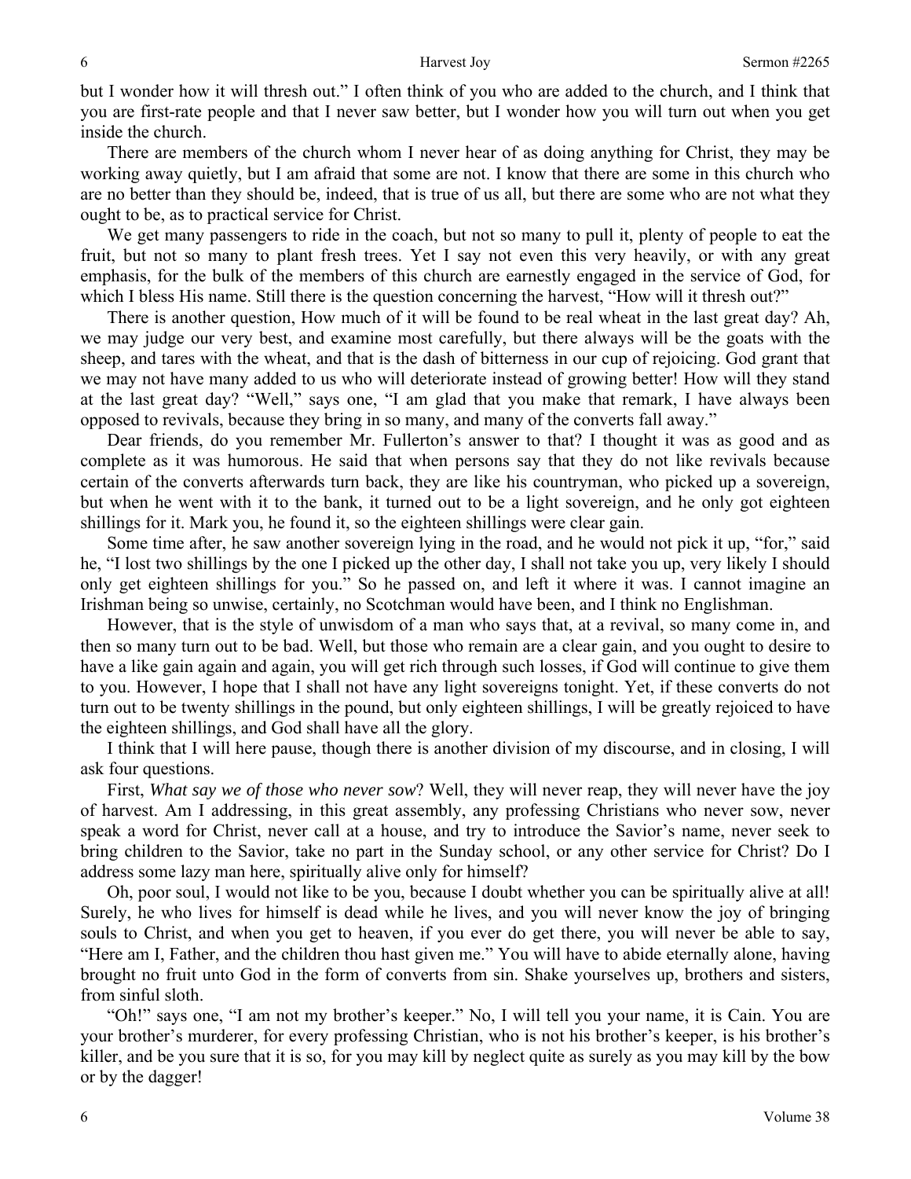but I wonder how it will thresh out." I often think of you who are added to the church, and I think that you are first-rate people and that I never saw better, but I wonder how you will turn out when you get inside the church.

There are members of the church whom I never hear of as doing anything for Christ, they may be working away quietly, but I am afraid that some are not. I know that there are some in this church who are no better than they should be, indeed, that is true of us all, but there are some who are not what they ought to be, as to practical service for Christ.

We get many passengers to ride in the coach, but not so many to pull it, plenty of people to eat the fruit, but not so many to plant fresh trees. Yet I say not even this very heavily, or with any great emphasis, for the bulk of the members of this church are earnestly engaged in the service of God, for which I bless His name. Still there is the question concerning the harvest, "How will it thresh out?"

There is another question, How much of it will be found to be real wheat in the last great day? Ah, we may judge our very best, and examine most carefully, but there always will be the goats with the sheep, and tares with the wheat, and that is the dash of bitterness in our cup of rejoicing. God grant that we may not have many added to us who will deteriorate instead of growing better! How will they stand at the last great day? "Well," says one, "I am glad that you make that remark, I have always been opposed to revivals, because they bring in so many, and many of the converts fall away."

Dear friends, do you remember Mr. Fullerton's answer to that? I thought it was as good and as complete as it was humorous. He said that when persons say that they do not like revivals because certain of the converts afterwards turn back, they are like his countryman, who picked up a sovereign, but when he went with it to the bank, it turned out to be a light sovereign, and he only got eighteen shillings for it. Mark you, he found it, so the eighteen shillings were clear gain.

Some time after, he saw another sovereign lying in the road, and he would not pick it up, "for," said he, "I lost two shillings by the one I picked up the other day, I shall not take you up, very likely I should only get eighteen shillings for you." So he passed on, and left it where it was. I cannot imagine an Irishman being so unwise, certainly, no Scotchman would have been, and I think no Englishman.

However, that is the style of unwisdom of a man who says that, at a revival, so many come in, and then so many turn out to be bad. Well, but those who remain are a clear gain, and you ought to desire to have a like gain again and again, you will get rich through such losses, if God will continue to give them to you. However, I hope that I shall not have any light sovereigns tonight. Yet, if these converts do not turn out to be twenty shillings in the pound, but only eighteen shillings, I will be greatly rejoiced to have the eighteen shillings, and God shall have all the glory.

I think that I will here pause, though there is another division of my discourse, and in closing, I will ask four questions.

First, *What say we of those who never sow*? Well, they will never reap, they will never have the joy of harvest. Am I addressing, in this great assembly, any professing Christians who never sow, never speak a word for Christ, never call at a house, and try to introduce the Savior's name, never seek to bring children to the Savior, take no part in the Sunday school, or any other service for Christ? Do I address some lazy man here, spiritually alive only for himself?

Oh, poor soul, I would not like to be you, because I doubt whether you can be spiritually alive at all! Surely, he who lives for himself is dead while he lives, and you will never know the joy of bringing souls to Christ, and when you get to heaven, if you ever do get there, you will never be able to say, "Here am I, Father, and the children thou hast given me." You will have to abide eternally alone, having brought no fruit unto God in the form of converts from sin. Shake yourselves up, brothers and sisters, from sinful sloth.

"Oh!" says one, "I am not my brother's keeper." No, I will tell you your name, it is Cain. You are your brother's murderer, for every professing Christian, who is not his brother's keeper, is his brother's killer, and be you sure that it is so, for you may kill by neglect quite as surely as you may kill by the bow or by the dagger!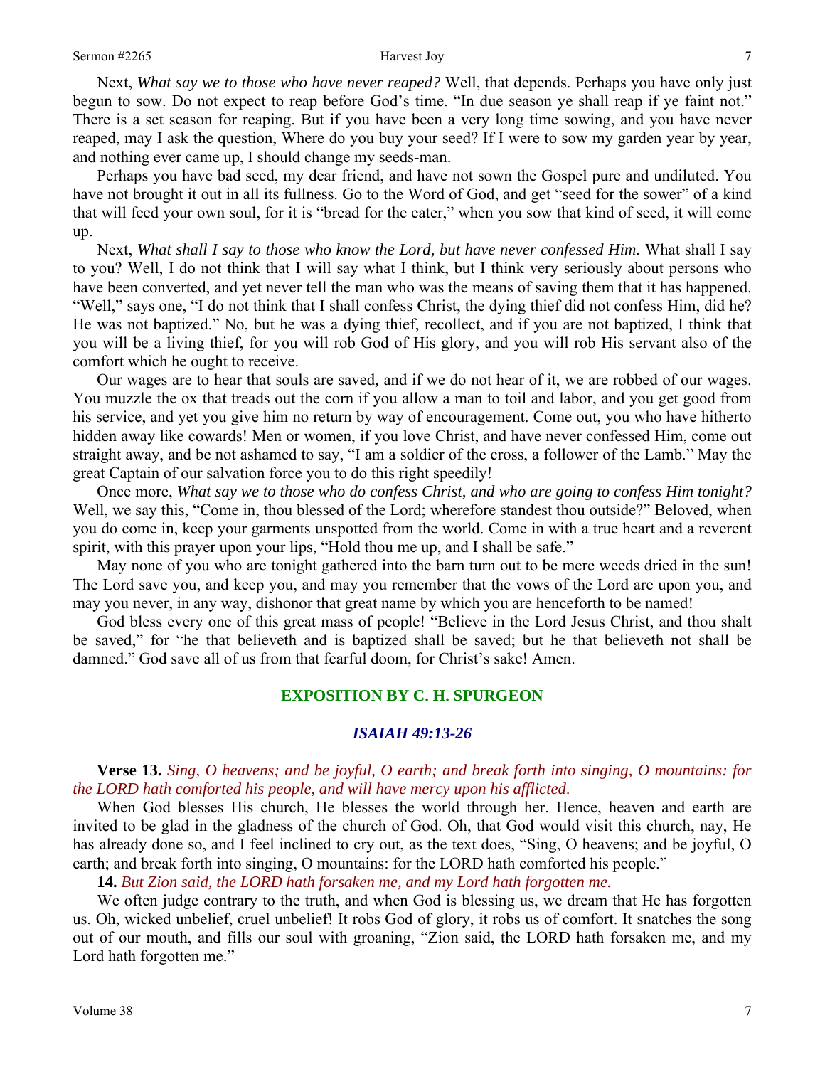Next, *What say we to those who have never reaped?* Well, that depends. Perhaps you have only just begun to sow. Do not expect to reap before God's time. "In due season ye shall reap if ye faint not." There is a set season for reaping. But if you have been a very long time sowing, and you have never reaped, may I ask the question, Where do you buy your seed? If I were to sow my garden year by year, and nothing ever came up, I should change my seeds-man.

Perhaps you have bad seed, my dear friend, and have not sown the Gospel pure and undiluted. You have not brought it out in all its fullness. Go to the Word of God, and get "seed for the sower" of a kind that will feed your own soul, for it is "bread for the eater," when you sow that kind of seed, it will come up.

Next, *What shall I say to those who know the Lord, but have never confessed Him.* What shall I say to you? Well, I do not think that I will say what I think, but I think very seriously about persons who have been converted, and yet never tell the man who was the means of saving them that it has happened. "Well," says one, "I do not think that I shall confess Christ, the dying thief did not confess Him, did he? He was not baptized." No, but he was a dying thief, recollect, and if you are not baptized, I think that you will be a living thief, for you will rob God of His glory, and you will rob His servant also of the comfort which he ought to receive.

Our wages are to hear that souls are saved, and if we do not hear of it, we are robbed of our wages. You muzzle the ox that treads out the corn if you allow a man to toil and labor, and you get good from his service, and yet you give him no return by way of encouragement. Come out, you who have hitherto hidden away like cowards! Men or women, if you love Christ, and have never confessed Him, come out straight away, and be not ashamed to say, "I am a soldier of the cross, a follower of the Lamb." May the great Captain of our salvation force you to do this right speedily!

Once more, *What say we to those who do confess Christ, and who are going to confess Him tonight?* Well, we say this, "Come in, thou blessed of the Lord; wherefore standest thou outside?" Beloved, when you do come in, keep your garments unspotted from the world. Come in with a true heart and a reverent spirit, with this prayer upon your lips, "Hold thou me up, and I shall be safe."

May none of you who are tonight gathered into the barn turn out to be mere weeds dried in the sun! The Lord save you, and keep you, and may you remember that the vows of the Lord are upon you, and may you never, in any way, dishonor that great name by which you are henceforth to be named!

God bless every one of this great mass of people! "Believe in the Lord Jesus Christ, and thou shalt be saved," for "he that believeth and is baptized shall be saved; but he that believeth not shall be damned." God save all of us from that fearful doom, for Christ's sake! Amen.

## EXPOSITION BY C. H. SPURGEON

### *ISAIAH 49:13-26*

**Verse 13.** *Sing, O heavens; and be joyful, O earth; and break forth into singing, O mountains: for the LORD hath comforted his people, and will have mercy upon his afflicted.*

When God blesses His church, He blesses the world through her. Hence, heaven and earth are invited to be glad in the gladness of the church of God. Oh, that God would visit this church, nay, He has already done so, and I feel inclined to cry out, as the text does, "Sing, O heavens; and be joyful, O earth; and break forth into singing, O mountains: for the LORD hath comforted his people."

**14.** *But Zion said, the LORD hath forsaken me, and my Lord hath forgotten me.*

We often judge contrary to the truth, and when God is blessing us, we dream that He has forgotten us. Oh, wicked unbelief, cruel unbelief! It robs God of glory, it robs us of comfort. It snatches the song out of our mouth, and fills our soul with groaning, "Zion said, the LORD hath forsaken me, and my Lord hath forgotten me."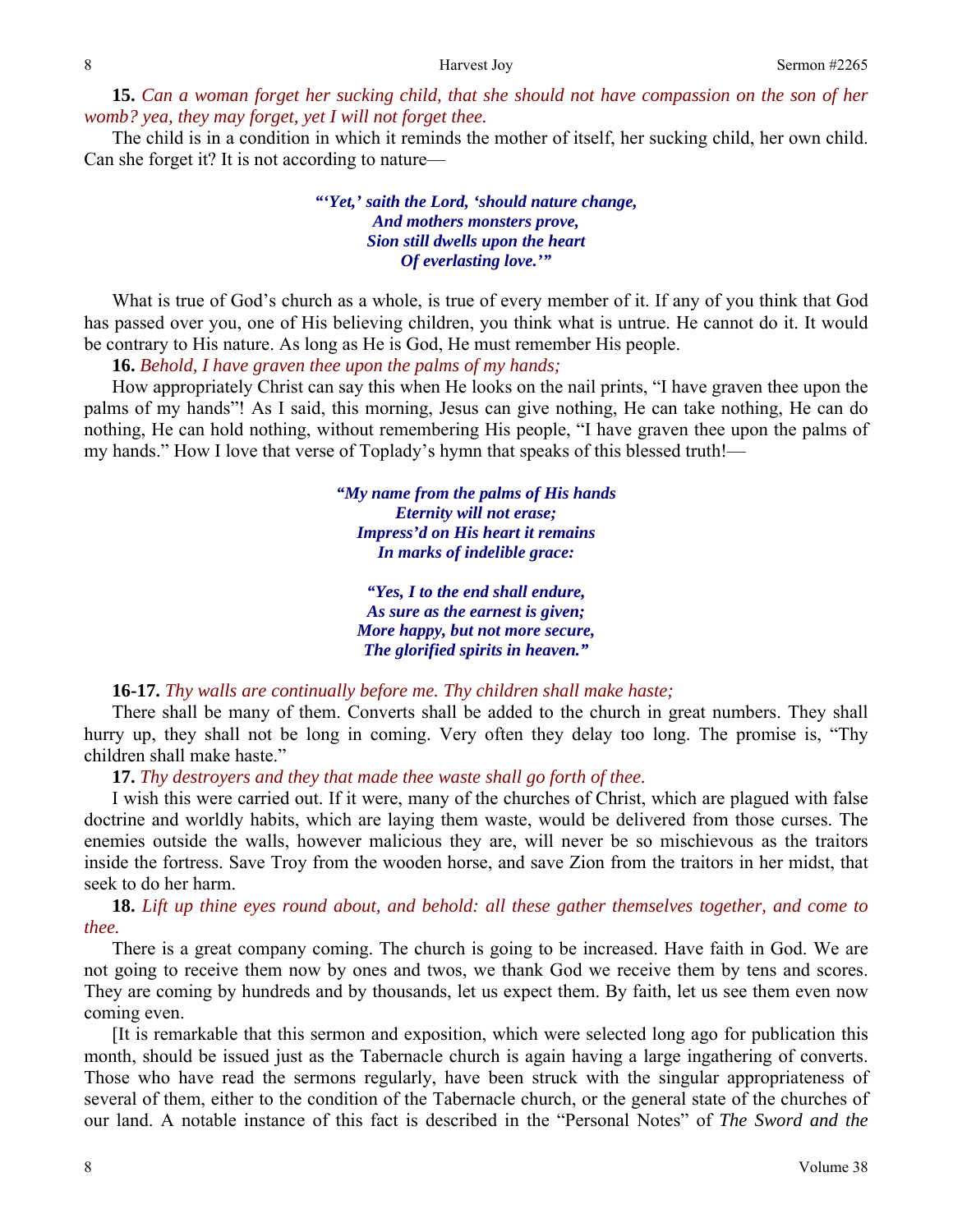**15.** *Can a woman forget her sucking child, that she should not have compassion on the son of her womb? yea, they may forget, yet I will not forget thee.*

The child is in a condition in which it reminds the mother of itself, her sucking child, her own child. Can she forget it? It is not according to nature—

> ***"'Yet,' saith the Lord, 'should nature change,***
> ***And mothers monsters prove,***
> ***Sion still dwells upon the heart***
> ***Of everlasting love.'"***

What is true of God's church as a whole, is true of every member of it. If any of you think that God has passed over you, one of His believing children, you think what is untrue. He cannot do it. It would be contrary to His nature. As long as He is God, He must remember His people.

**16.** *Behold, I have graven thee upon the palms of my hands;*

How appropriately Christ can say this when He looks on the nail prints, "I have graven thee upon the palms of my hands"! As I said, this morning, Jesus can give nothing, He can take nothing, He can do nothing, He can hold nothing, without remembering His people, "I have graven thee upon the palms of my hands." How I love that verse of Toplady's hymn that speaks of this blessed truth!—

> ***"My name from the palms of His hands***
> ***Eternity will not erase;***
> ***Impress'd on His heart it remains***
> ***In marks of indelible grace:***
>
> ***"Yes, I to the end shall endure,***
> ***As sure as the earnest is given;***
> ***More happy, but not more secure,***
> ***The glorified spirits in heaven."***

**16-17.** *Thy walls are continually before me. Thy children shall make haste;*

There shall be many of them. Converts shall be added to the church in great numbers. They shall hurry up, they shall not be long in coming. Very often they delay too long. The promise is, "Thy children shall make haste."

**17.** *Thy destroyers and they that made thee waste shall go forth of thee.*

I wish this were carried out. If it were, many of the churches of Christ, which are plagued with false doctrine and worldly habits, which are laying them waste, would be delivered from those curses. The enemies outside the walls, however malicious they are, will never be so mischievous as the traitors inside the fortress. Save Troy from the wooden horse, and save Zion from the traitors in her midst, that seek to do her harm.

**18.** *Lift up thine eyes round about, and behold: all these gather themselves together, and come to thee.*

There is a great company coming. The church is going to be increased. Have faith in God. We are not going to receive them now by ones and twos, we thank God we receive them by tens and scores. They are coming by hundreds and by thousands, let us expect them. By faith, let us see them even now coming even.

[It is remarkable that this sermon and exposition, which were selected long ago for publication this month, should be issued just as the Tabernacle church is again having a large ingathering of converts. Those who have read the sermons regularly, have been struck with the singular appropriateness of several of them, either to the condition of the Tabernacle church, or the general state of the churches of our land. A notable instance of this fact is described in the "Personal Notes" of *The Sword and the*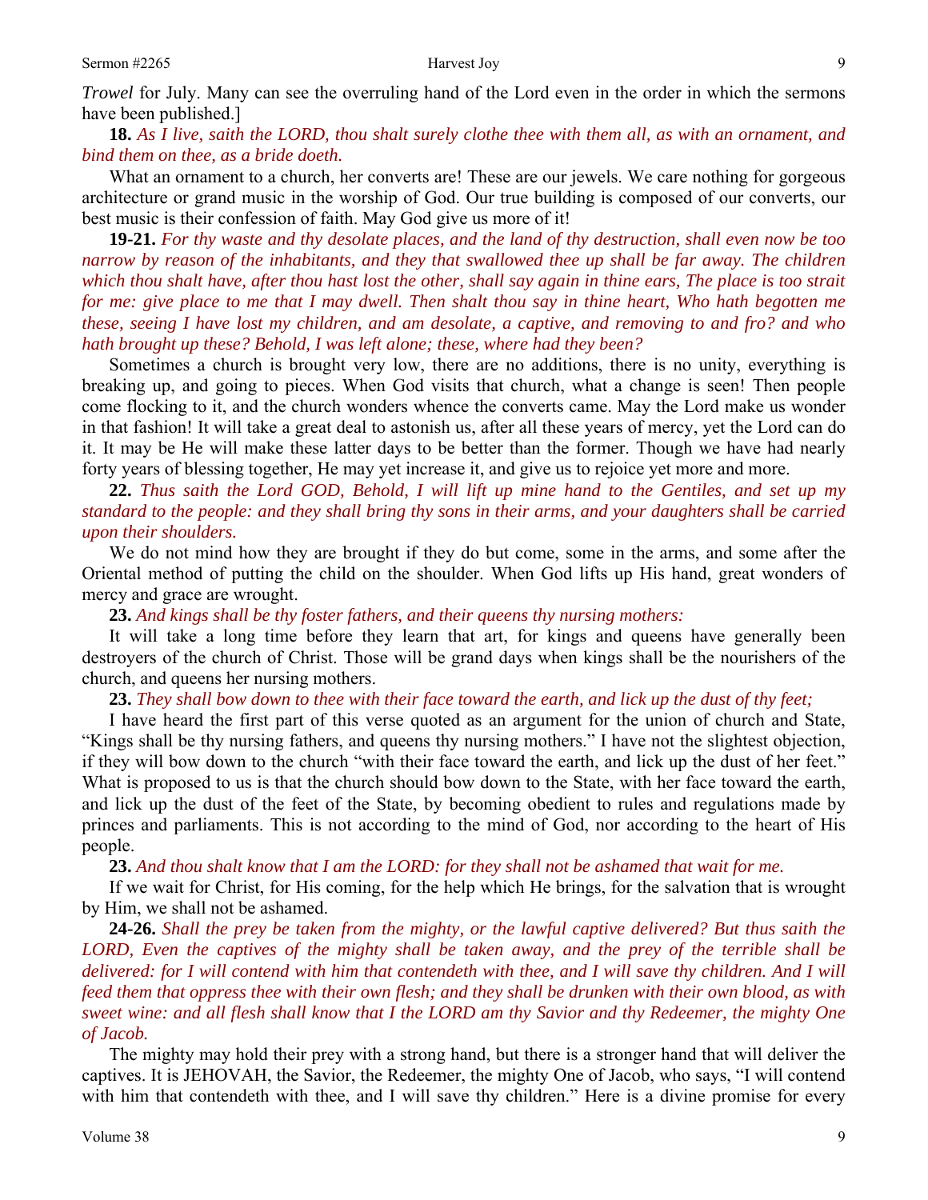*Trowel* for July. Many can see the overruling hand of the Lord even in the order in which the sermons have been published.]

**18.** *As I live, saith the LORD, thou shalt surely clothe thee with them all, as with an ornament, and bind them on thee, as a bride doeth.*

What an ornament to a church, her converts are! These are our jewels. We care nothing for gorgeous architecture or grand music in the worship of God. Our true building is composed of our converts, our best music is their confession of faith. May God give us more of it!

**19-21.** *For thy waste and thy desolate places, and the land of thy destruction, shall even now be too narrow by reason of the inhabitants, and they that swallowed thee up shall be far away. The children which thou shalt have, after thou hast lost the other, shall say again in thine ears, The place is too strait for me: give place to me that I may dwell. Then shalt thou say in thine heart, Who hath begotten me these, seeing I have lost my children, and am desolate, a captive, and removing to and fro? and who hath brought up these? Behold, I was left alone; these, where had they been?*

Sometimes a church is brought very low, there are no additions, there is no unity, everything is breaking up, and going to pieces. When God visits that church, what a change is seen! Then people come flocking to it, and the church wonders whence the converts came. May the Lord make us wonder in that fashion! It will take a great deal to astonish us, after all these years of mercy, yet the Lord can do it. It may be He will make these latter days to be better than the former. Though we have had nearly forty years of blessing together, He may yet increase it, and give us to rejoice yet more and more.

**22.** *Thus saith the Lord GOD, Behold, I will lift up mine hand to the Gentiles, and set up my standard to the people: and they shall bring thy sons in their arms, and your daughters shall be carried upon their shoulders.*

We do not mind how they are brought if they do but come, some in the arms, and some after the Oriental method of putting the child on the shoulder. When God lifts up His hand, great wonders of mercy and grace are wrought.

**23.** *And kings shall be thy foster fathers, and their queens thy nursing mothers:*

It will take a long time before they learn that art, for kings and queens have generally been destroyers of the church of Christ. Those will be grand days when kings shall be the nourishers of the church, and queens her nursing mothers.

**23.** *They shall bow down to thee with their face toward the earth, and lick up the dust of thy feet;*

I have heard the first part of this verse quoted as an argument for the union of church and State, "Kings shall be thy nursing fathers, and queens thy nursing mothers." I have not the slightest objection, if they will bow down to the church "with their face toward the earth, and lick up the dust of her feet." What is proposed to us is that the church should bow down to the State, with her face toward the earth, and lick up the dust of the feet of the State, by becoming obedient to rules and regulations made by princes and parliaments. This is not according to the mind of God, nor according to the heart of His people.

**23.** *And thou shalt know that I am the LORD: for they shall not be ashamed that wait for me.*

If we wait for Christ, for His coming, for the help which He brings, for the salvation that is wrought by Him, we shall not be ashamed.

**24-26.** *Shall the prey be taken from the mighty, or the lawful captive delivered? But thus saith the LORD, Even the captives of the mighty shall be taken away, and the prey of the terrible shall be delivered: for I will contend with him that contendeth with thee, and I will save thy children. And I will feed them that oppress thee with their own flesh; and they shall be drunken with their own blood, as with sweet wine: and all flesh shall know that I the LORD am thy Savior and thy Redeemer, the mighty One of Jacob.*

The mighty may hold their prey with a strong hand, but there is a stronger hand that will deliver the captives. It is JEHOVAH, the Savior, the Redeemer, the mighty One of Jacob, who says, "I will contend with him that contendeth with thee, and I will save thy children." Here is a divine promise for every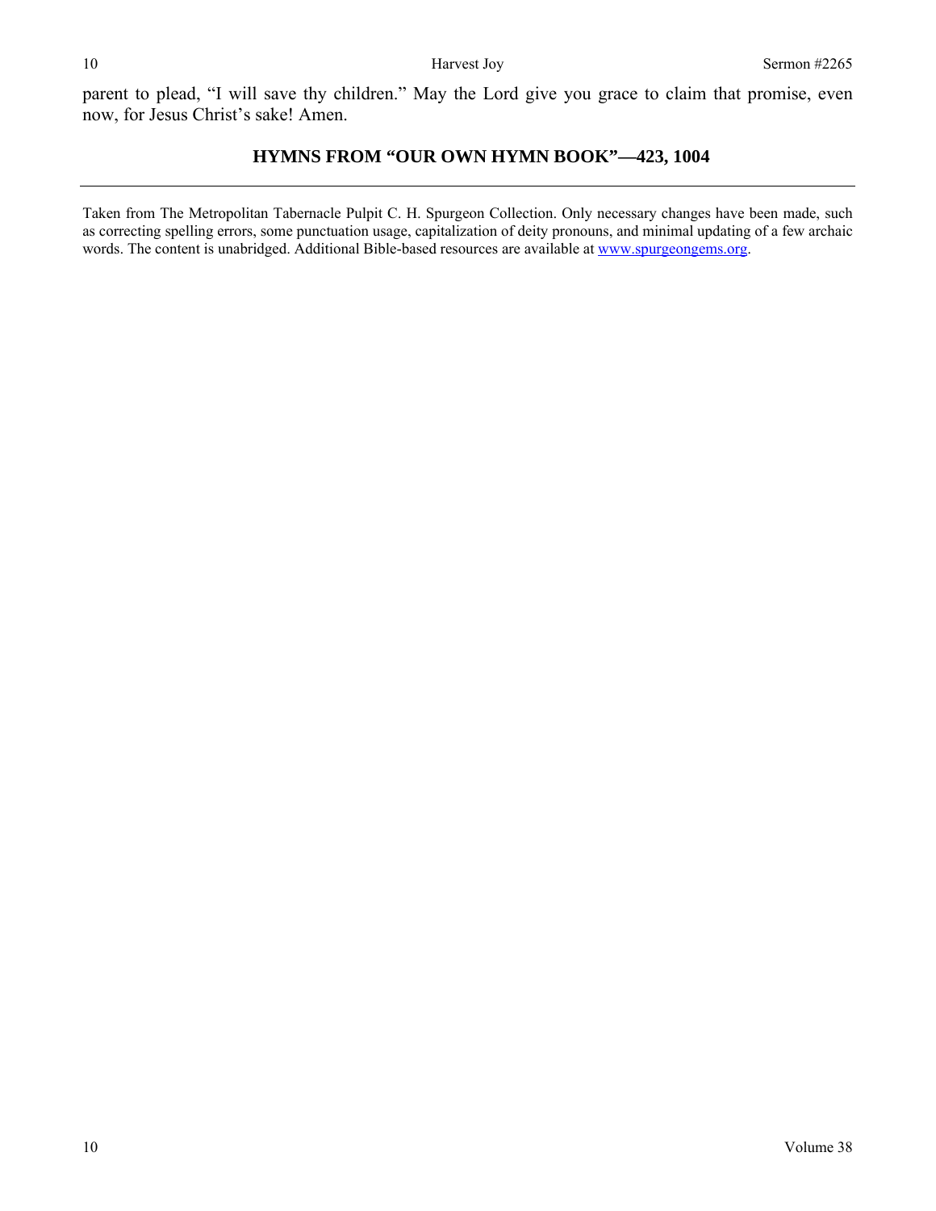parent to plead, "I will save thy children." May the Lord give you grace to claim that promise, even now, for Jesus Christ's sake! Amen.

## HYMNS FROM "OUR OWN HYMN BOOK"—423, 1004

---

Taken from The Metropolitan Tabernacle Pulpit C. H. Spurgeon Collection. Only necessary changes have been made, such as correcting spelling errors, some punctuation usage, capitalization of deity pronouns, and minimal updating of a few archaic words. The content is unabridged. Additional Bible-based resources are available at www.spurgeongems.org.